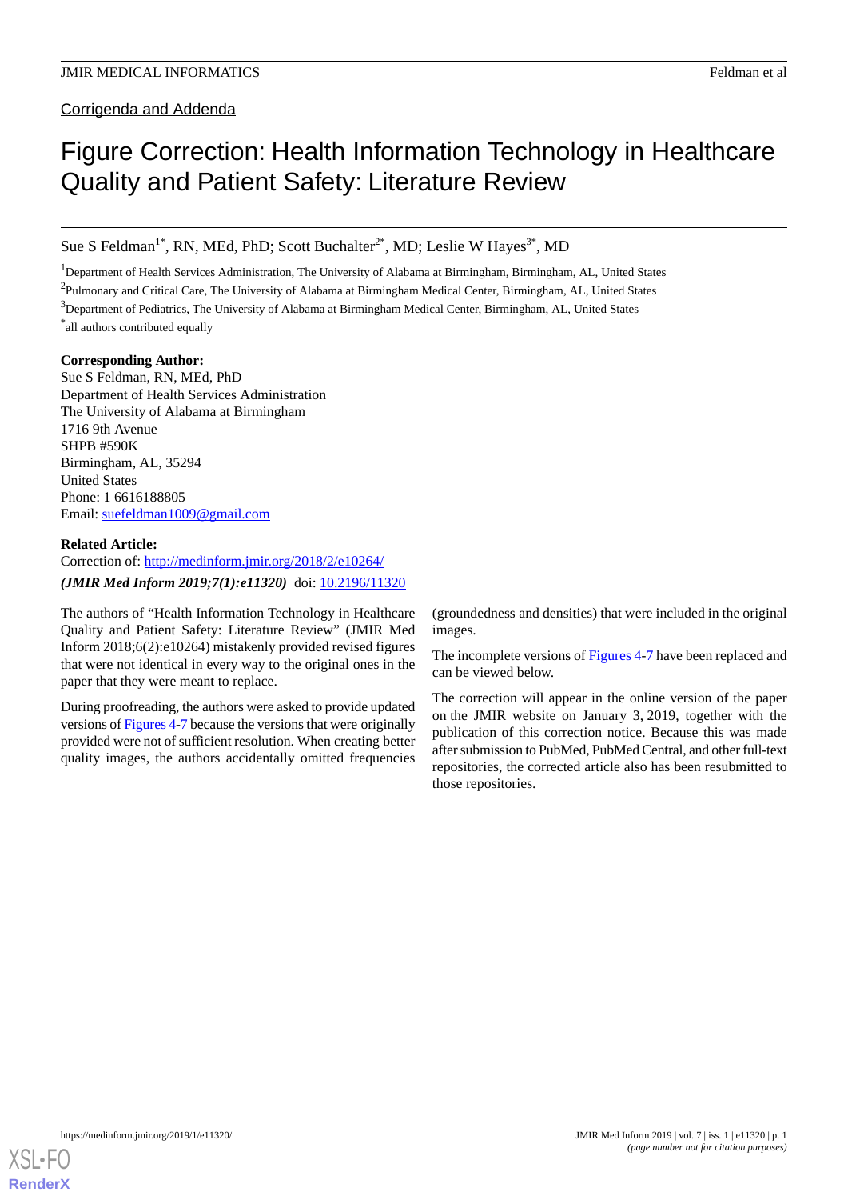Corrigenda and Addenda

# Figure Correction: Health Information Technology in Healthcare Quality and Patient Safety: Literature Review

Sue S Feldman[1*], RN, MEd, PhD; Scott Buchalter[2*], MD; Leslie W Hayes[3*], MD

[1]Department of Health Services Administration, The University of Alabama at Birmingham, Birmingham, AL, United States

[2]Pulmonary and Critical Care, The University of Alabama at Birmingham Medical Center, Birmingham, AL, United States

[3]Department of Pediatrics, The University of Alabama at Birmingham Medical Center, Birmingham, AL, United States

[*]all authors contributed equally

**Corresponding Author:**
Sue S Feldman, RN, MEd, PhD
Department of Health Services Administration
The University of Alabama at Birmingham
1716 9th Avenue
SHPB #590K
Birmingham, AL, 35294
United States
Phone: 1 6616188805
Email: suefeldman1009@gmail.com

**Related Article:**
Correction of: http://medinform.jmir.org/2018/2/e10264/

***(JMIR Med Inform 2019;7(1):e11320)*** doi: 10.2196/11320

The authors of "Health Information Technology in Healthcare Quality and Patient Safety: Literature Review" (JMIR Med Inform 2018;6(2):e10264) mistakenly provided revised figures that were not identical in every way to the original ones in the paper that they were meant to replace.

During proofreading, the authors were asked to provide updated versions of Figures 4-7 because the versions that were originally provided were not of sufficient resolution. When creating better quality images, the authors accidentally omitted frequencies (groundedness and densities) that were included in the original images.

The incomplete versions of Figures 4-7 have been replaced and can be viewed below.

The correction will appear in the online version of the paper on the JMIR website on January 3, 2019, together with the publication of this correction notice. Because this was made after submission to PubMed, PubMed Central, and other full-text repositories, the corrected article also has been resubmitted to those repositories.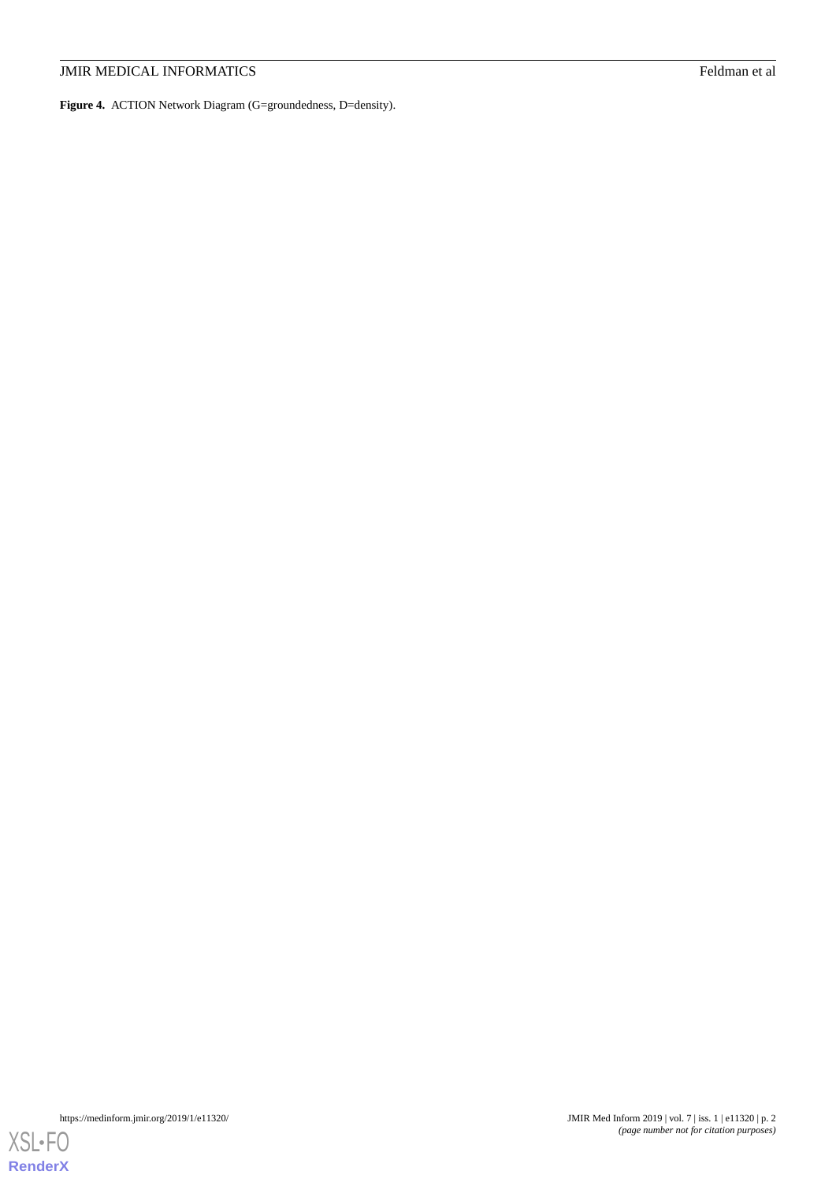**Figure 4.** ACTION Network Diagram (G=groundedness, D=density).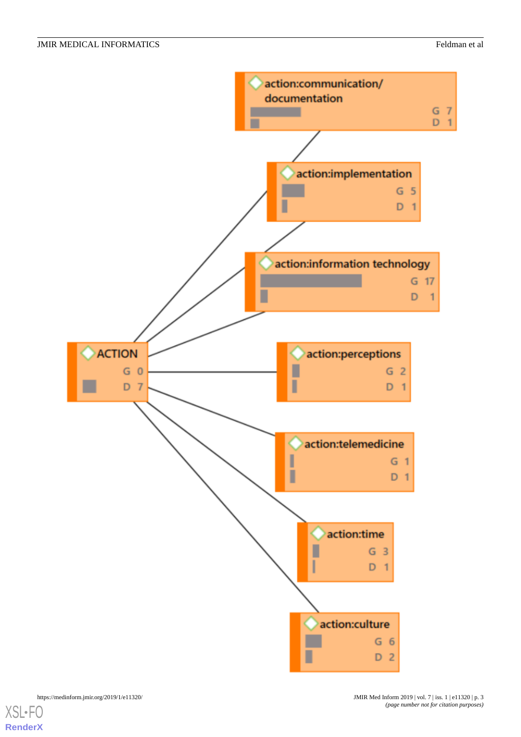action:communication/documentation
G 7
D 1

action:implementation
G 5
D 1

action:information technology
G 17
D 1

ACTION
G 0
D 7

action:perceptions
G 2
D 1

action:telemedicine
G 1
D 1

action:time
G 3
D 1

action:culture
G 6
D 2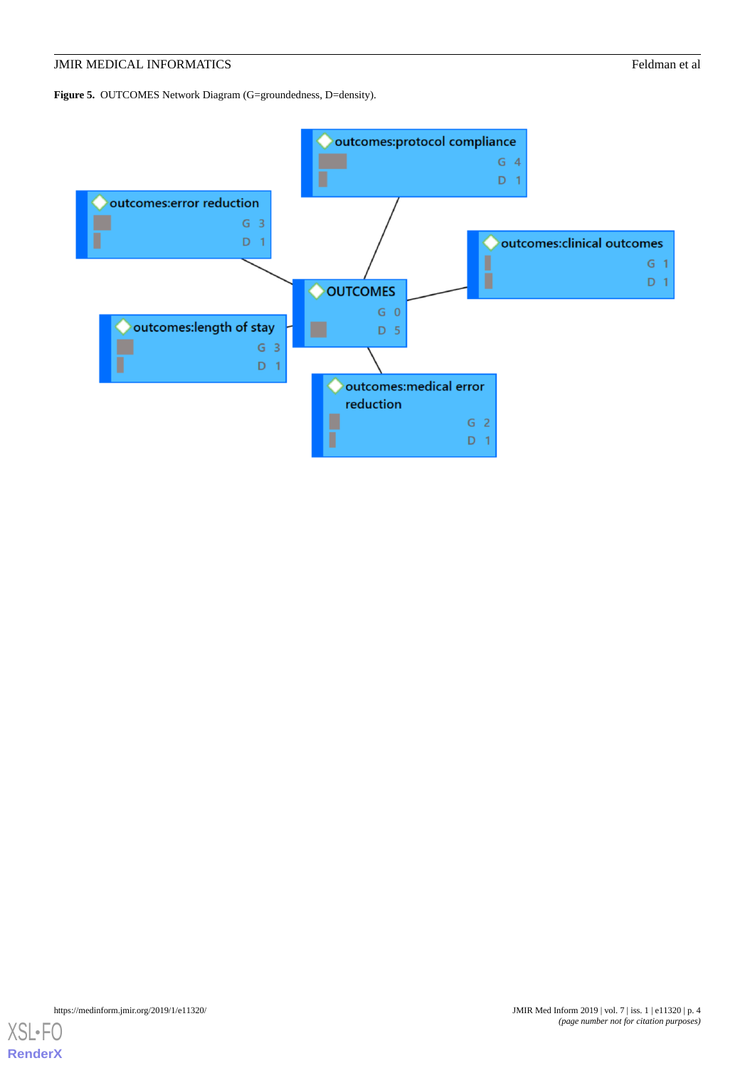**Figure 5.** OUTCOMES Network Diagram (G=groundedness, D=density).

outcomes:protocol compliance G 4 D 1

outcomes:error reduction G 3 D 1

outcomes:clinical outcomes G 1 D 1

OUTCOMES G 0 D 5

outcomes:length of stay G 3 D 1

outcomes:medical error reduction G 2 D 1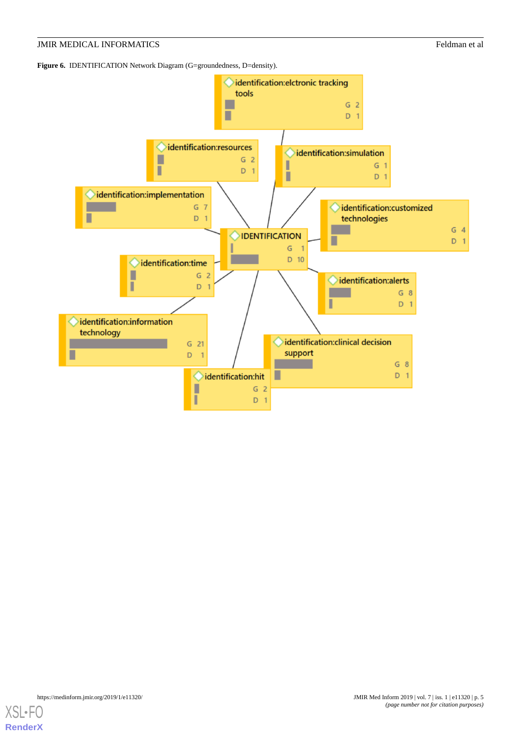**Figure 6.** IDENTIFICATION Network Diagram (G=groundedness, D=density).

IDENTIFICATION G 1 D 10

identification:elctronic tracking tools G 2 D 1

identification:resources G 2 D 1

identification:simulation G 1 D 1

identification:implementation G 7 D 1

identification:customized technologies G 4 D 1

identification:time G 2 D 1

identification:alerts G 8 D 1

identification:information technology G 21 D 1

identification:clinical decision support G 8 D 1

identification:hit G 2 D 1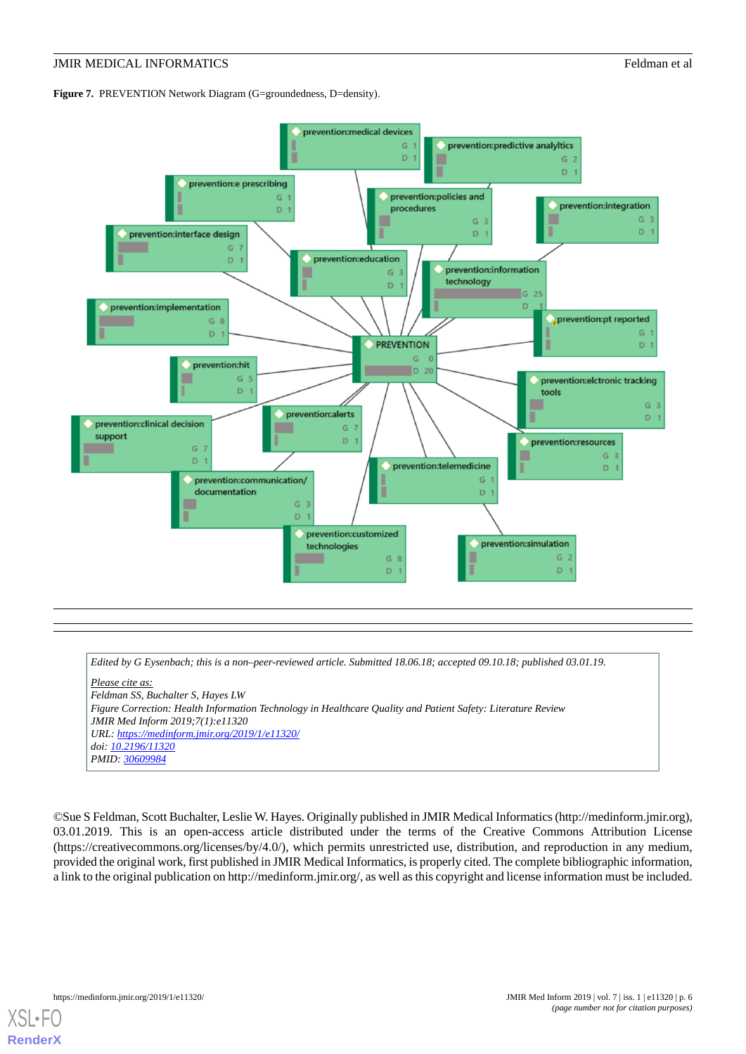**Figure 7.** PREVENTION Network Diagram (G=groundedness, D=density).

PREVENTION
G 0
D 20

prevention:medical devices
G 1
D 1

prevention:predictive anaylitics
G 2
D 1

prevention:e prescribing
G 1
D 1

prevention:policies and procedures
G 3
D 1

prevention:integration
G 3
D 1

prevention:interface design
G 7
D 1

prevention:education
G 3
D 1

prevention:information technology
G 25
D 1

prevention:implementation
G 8
D 1

prevention:pt reported
G 1
D 1

prevention:hit
G 5
D 1

prevention:elctronic tracking tools
G 3
D 1

prevention:clinical decision support
G 7
D 1

prevention:alerts
G 7
D 1

prevention:resources
G 3
D 1

prevention:telemedicine
G 1
D 1

prevention:communication/ documentation
G 3
D 1

prevention:customized technologies
G 8
D 1

prevention:simulation
G 2
D 1

---

*Edited by G Eysenbach; this is a non–peer-reviewed article. Submitted 18.06.18; accepted 09.10.18; published 03.01.19.*

*Please cite as:*
*Feldman SS, Buchalter S, Hayes LW*
*Figure Correction: Health Information Technology in Healthcare Quality and Patient Safety: Literature Review*
*JMIR Med Inform 2019;7(1):e11320*
*URL: https://medinform.jmir.org/2019/1/e11320/*
*doi: 10.2196/11320*
*PMID: 30609984*

©Sue S Feldman, Scott Buchalter, Leslie W. Hayes. Originally published in JMIR Medical Informatics (http://medinform.jmir.org), 03.01.2019. This is an open-access article distributed under the terms of the Creative Commons Attribution License (https://creativecommons.org/licenses/by/4.0/), which permits unrestricted use, distribution, and reproduction in any medium, provided the original work, first published in JMIR Medical Informatics, is properly cited. The complete bibliographic information, a link to the original publication on http://medinform.jmir.org/, as well as this copyright and license information must be included.